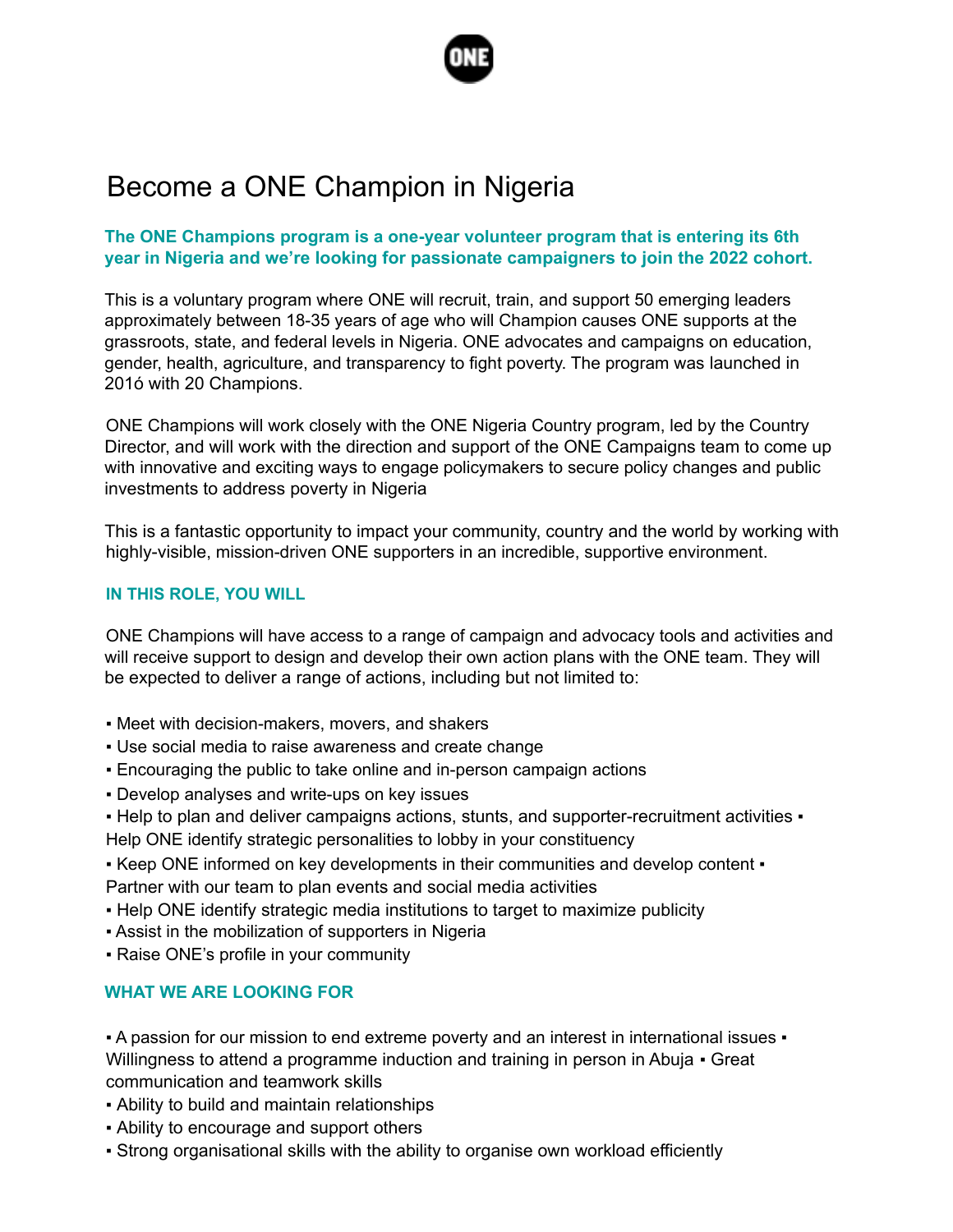# Become a ONE Champion in Nigeria

**The ONE Champions program is a one-year volunteer program that is entering its 6th year in Nigeria and we're looking for passionate campaigners to join the 2022 cohort.**

This is a voluntary program where ONE will recruit, train, and support 50 emerging leaders approximately between 18-35 years of age who will Champion causes ONE supports at the grassroots, state, and federal levels in Nigeria. ONE advocates and campaigns on education, gender, health, agriculture, and transparency to fight poverty. The program was launched in 2016 with 20 Champions.

ONE Champions will work closely with the ONE Nigeria Country program, led by the Country Director, and will work with the direction and support of the ONE Campaigns team to come up with innovative and exciting ways to engage policymakers to secure policy changes and public investments to address poverty in Nigeria

This is a fantastic opportunity to impact your community, country and the world by working with highly-visible, mission-driven ONE supporters in an incredible, supportive environment.

## IN THIS ROLE, YOU WILL

ONE Champions will have access to a range of campaign and advocacy tools and activities and will receive support to design and develop their own action plans with the ONE team. They will be expected to deliver a range of actions, including but not limited to:

- Meet with decision-makers, movers, and shakers
- Use social media to raise awareness and create change
- Encouraging the public to take online and in-person campaign actions
- Develop analyses and write-ups on key issues
- Help to plan and deliver campaigns actions, stunts, and supporter-recruitment activities
- Help ONE identify strategic personalities to lobby in your constituency
- Keep ONE informed on key developments in their communities and develop content
- Partner with our team to plan events and social media activities
- Help ONE identify strategic media institutions to target to maximize publicity
- Assist in the mobilization of supporters in Nigeria
- Raise ONE's profile in your community

## WHAT WE ARE LOOKING FOR

- A passion for our mission to end extreme poverty and an interest in international issues
- Willingness to attend a programme induction and training in person in Abuja
- Great communication and teamwork skills
- Ability to build and maintain relationships
- Ability to encourage and support others
- Strong organisational skills with the ability to organise own workload efficiently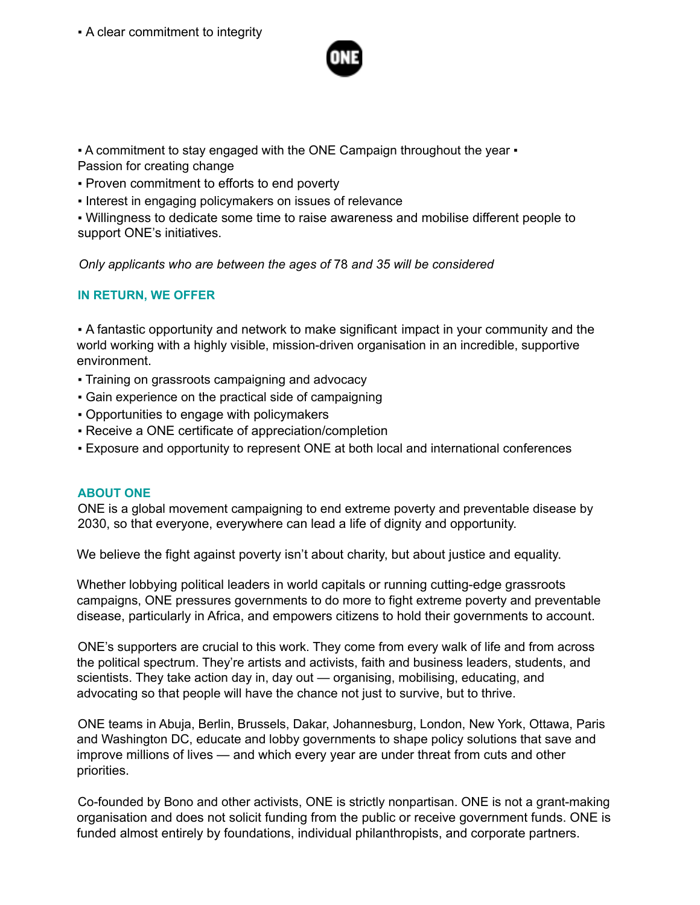- A clear commitment to integrity
- A commitment to stay engaged with the ONE Campaign throughout the year
- Passion for creating change
- Proven commitment to efforts to end poverty
- Interest in engaging policymakers on issues of relevance
- Willingness to dedicate some time to raise awareness and mobilise different people to support ONE's initiatives.

*Only applicants who are between the ages of 78 and 35 will be considered*

### IN RETURN, WE OFFER

- A fantastic opportunity and network to make significant impact in your community and the world working with a highly visible, mission-driven organisation in an incredible, supportive environment.
- Training on grassroots campaigning and advocacy
- Gain experience on the practical side of campaigning
- Opportunities to engage with policymakers
- Receive a ONE certificate of appreciation/completion
- Exposure and opportunity to represent ONE at both local and international conferences

### ABOUT ONE

ONE is a global movement campaigning to end extreme poverty and preventable disease by 2030, so that everyone, everywhere can lead a life of dignity and opportunity.

We believe the fight against poverty isn't about charity, but about justice and equality.

Whether lobbying political leaders in world capitals or running cutting-edge grassroots campaigns, ONE pressures governments to do more to fight extreme poverty and preventable disease, particularly in Africa, and empowers citizens to hold their governments to account.

ONE's supporters are crucial to this work. They come from every walk of life and from across the political spectrum. They're artists and activists, faith and business leaders, students, and scientists. They take action day in, day out — organising, mobilising, educating, and advocating so that people will have the chance not just to survive, but to thrive.

ONE teams in Abuja, Berlin, Brussels, Dakar, Johannesburg, London, New York, Ottawa, Paris and Washington DC, educate and lobby governments to shape policy solutions that save and improve millions of lives — and which every year are under threat from cuts and other priorities.

Co-founded by Bono and other activists, ONE is strictly nonpartisan. ONE is not a grant-making organisation and does not solicit funding from the public or receive government funds. ONE is funded almost entirely by foundations, individual philanthropists, and corporate partners.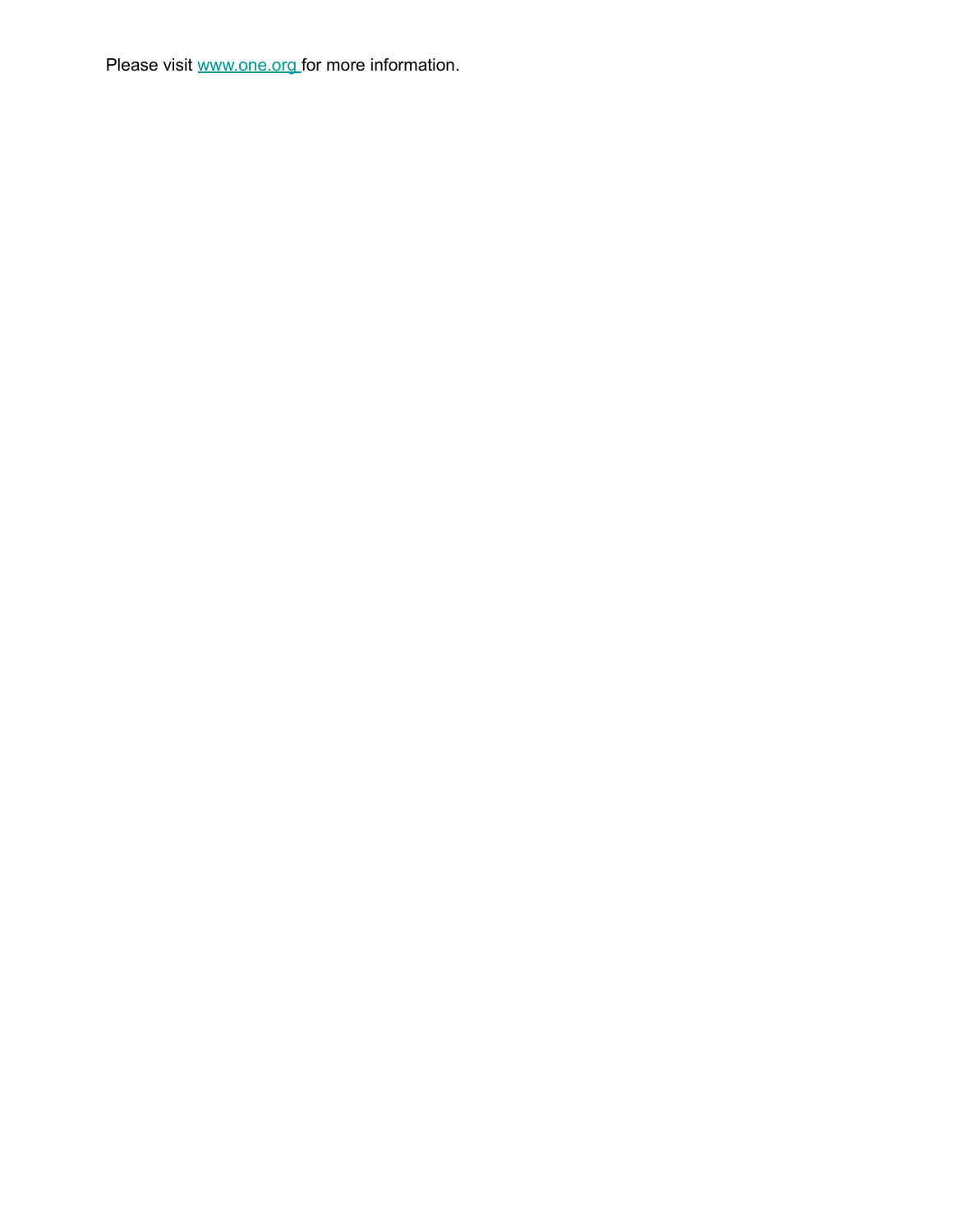Please visit www.one.org for more information.